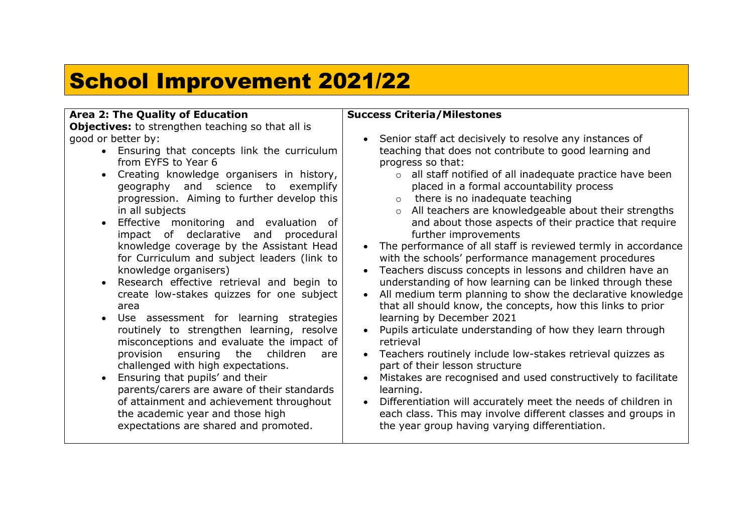# School Improvement 2021/22

| **Area 2: The Quality of Education**<br>**Objectives:** to strengthen teaching so that all is good or better by:<br>• Ensuring that concepts link the curriculum from EYFS to Year 6<br>• Creating knowledge organisers in history, geography and science to exemplify progression. Aiming to further develop this in all subjects<br>• Effective monitoring and evaluation of impact of declarative and procedural knowledge coverage by the Assistant Head for Curriculum and subject leaders (link to knowledge organisers)<br>• Research effective retrieval and begin to create low-stakes quizzes for one subject area<br>• Use assessment for learning strategies routinely to strengthen learning, resolve misconceptions and evaluate the impact of provision ensuring the children are challenged with high expectations.<br>• Ensuring that pupils' and their parents/carers are aware of their standards of attainment and achievement throughout the academic year and those high expectations are shared and promoted. | **Success Criteria/Milestones**<br>• Senior staff act decisively to resolve any instances of teaching that does not contribute to good learning and progress so that:<br>&nbsp;&nbsp;&nbsp;&nbsp;○ all staff notified of all inadequate practice have been placed in a formal accountability process<br>&nbsp;&nbsp;&nbsp;&nbsp;○ there is no inadequate teaching<br>&nbsp;&nbsp;&nbsp;&nbsp;○ All teachers are knowledgeable about their strengths and about those aspects of their practice that require further improvements<br>• The performance of all staff is reviewed termly in accordance with the schools' performance management procedures<br>• Teachers discuss concepts in lessons and children have an understanding of how learning can be linked through these<br>• All medium term planning to show the declarative knowledge that all should know, the concepts, how this links to prior learning by December 2021<br>• Pupils articulate understanding of how they learn through retrieval<br>• Teachers routinely include low-stakes retrieval quizzes as part of their lesson structure<br>• Mistakes are recognised and used constructively to facilitate learning.<br>• Differentiation will accurately meet the needs of children in each class. This may involve different classes and groups in the year group having varying differentiation. |
|---|---|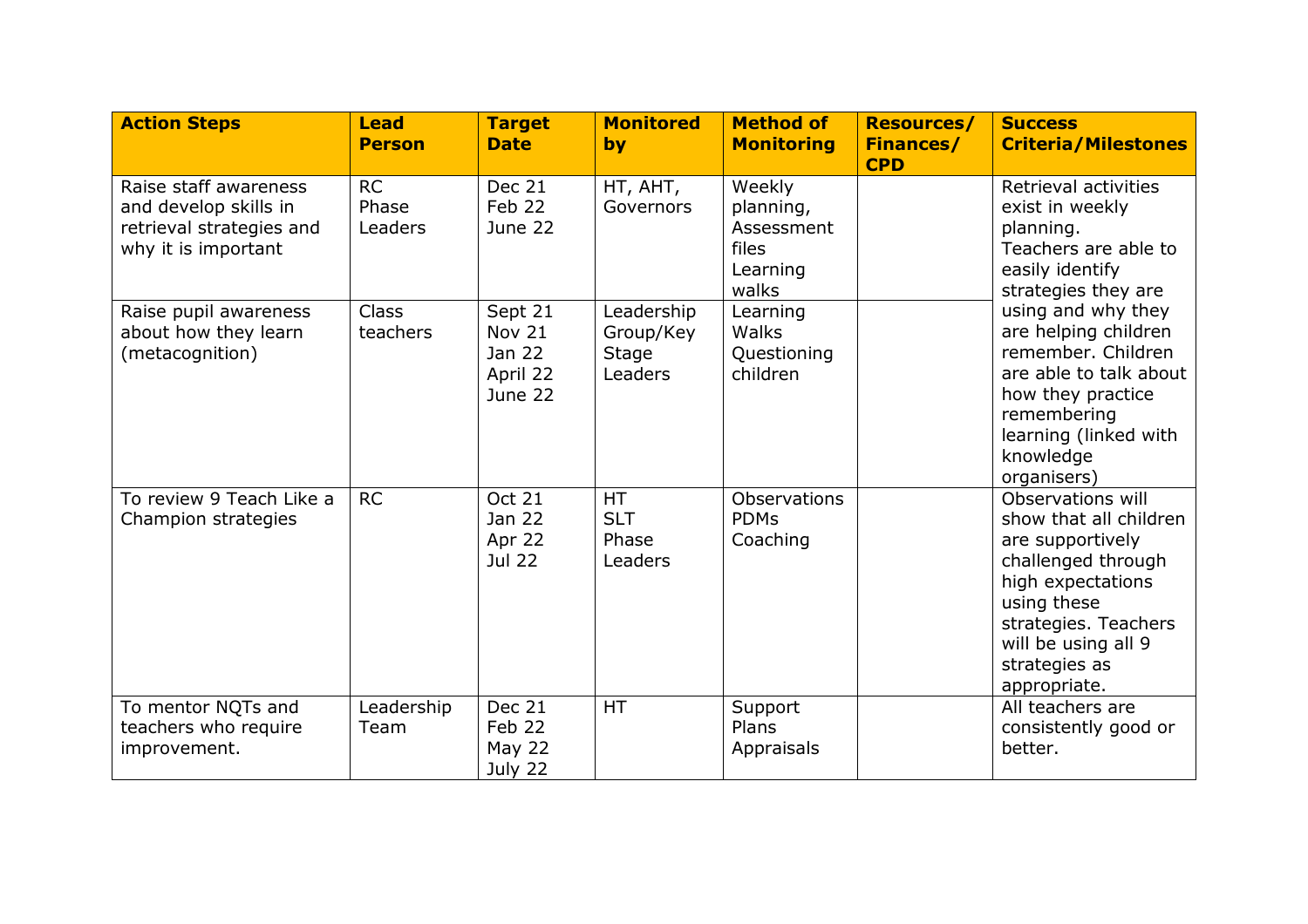| Action Steps | Lead Person | Target Date | Monitored by | Method of Monitoring | Resources/ Finances/ CPD | Success Criteria/Milestones |
|---|---|---|---|---|---|---|
| Raise staff awareness and develop skills in retrieval strategies and why it is important | RC<br>Phase Leaders | Dec 21<br>Feb 22<br>June 22 | HT, AHT, Governors | Weekly planning, Assessment files<br>Learning walks | | Retrieval activities exist in weekly planning.<br>Teachers are able to easily identify strategies they are using and why they are helping children remember. Children are able to talk about how they practice remembering learning (linked with knowledge organisers) |
| Raise pupil awareness about how they learn (metacognition) | Class teachers | Sept 21<br>Nov 21<br>Jan 22<br>April 22<br>June 22 | Leadership Group/Key Stage Leaders | Learning Walks<br>Questioning children | | |
| To review 9 Teach Like a Champion strategies | RC | Oct 21<br>Jan 22<br>Apr 22<br>Jul 22 | HT<br>SLT<br>Phase Leaders | Observations<br>PDMs<br>Coaching | | Observations will show that all children are supportively challenged through high expectations using these strategies. Teachers will be using all 9 strategies as appropriate. |
| To mentor NQTs and teachers who require improvement. | Leadership Team | Dec 21<br>Feb 22<br>May 22<br>July 22 | HT | Support Plans<br>Appraisals | | All teachers are consistently good or better. |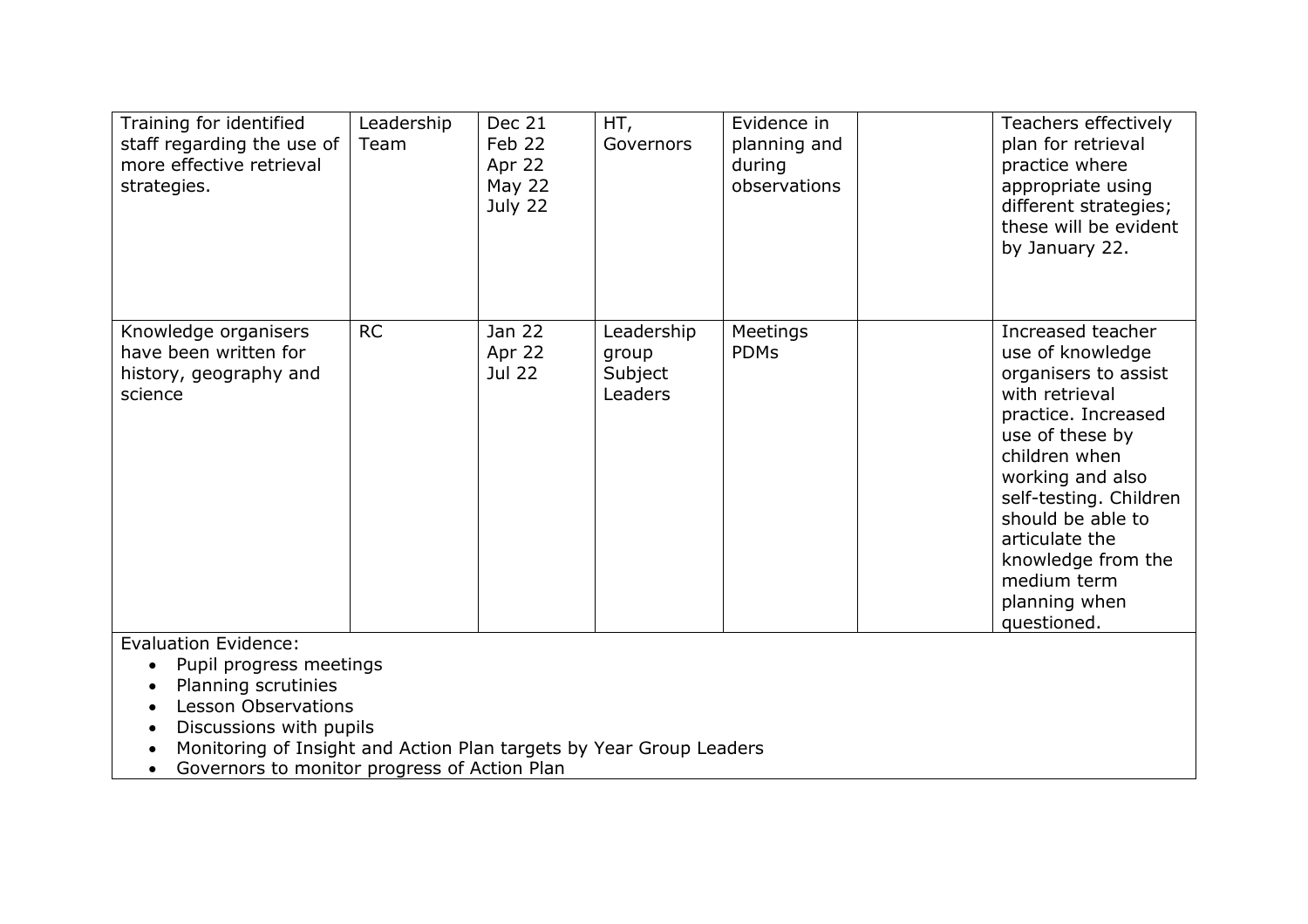| | | | | | | |
|---|---|---|---|---|---|---|
| Training for identified staff regarding the use of more effective retrieval strategies. | Leadership Team | Dec 21<br>Feb 22<br>Apr 22<br>May 22<br>July 22 | HT,<br>Governors | Evidence in planning and during observations | | Teachers effectively plan for retrieval practice where appropriate using different strategies; these will be evident by January 22. |
| Knowledge organisers have been written for history, geography and science | RC | Jan 22<br>Apr 22<br>Jul 22 | Leadership group<br>Subject Leaders | Meetings<br>PDMs | | Increased teacher use of knowledge organisers to assist with retrieval practice. Increased use of these by children when working and also self-testing. Children should be able to articulate the knowledge from the medium term planning when questioned. |

Evaluation Evidence:

- Pupil progress meetings
- Planning scrutinies
- Lesson Observations
- Discussions with pupils
- Monitoring of Insight and Action Plan targets by Year Group Leaders
- Governors to monitor progress of Action Plan